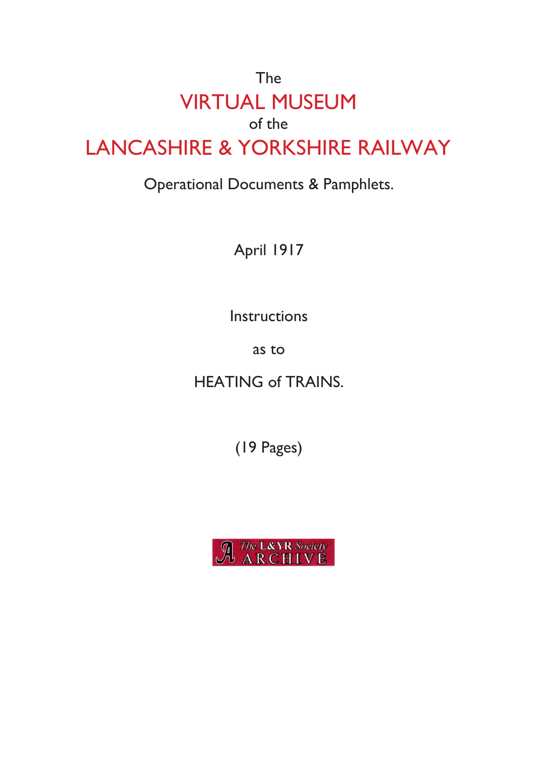The

# VIRTUAL MUSEUM

of the

# LANCASHIRE & YORKSHIRE RAILWAY

Operational Documents & Pamphlets.

April 1917

Instructions

as to

HEATING of TRAINS.

(19 Pages)

The L&YR Society ARCHIVE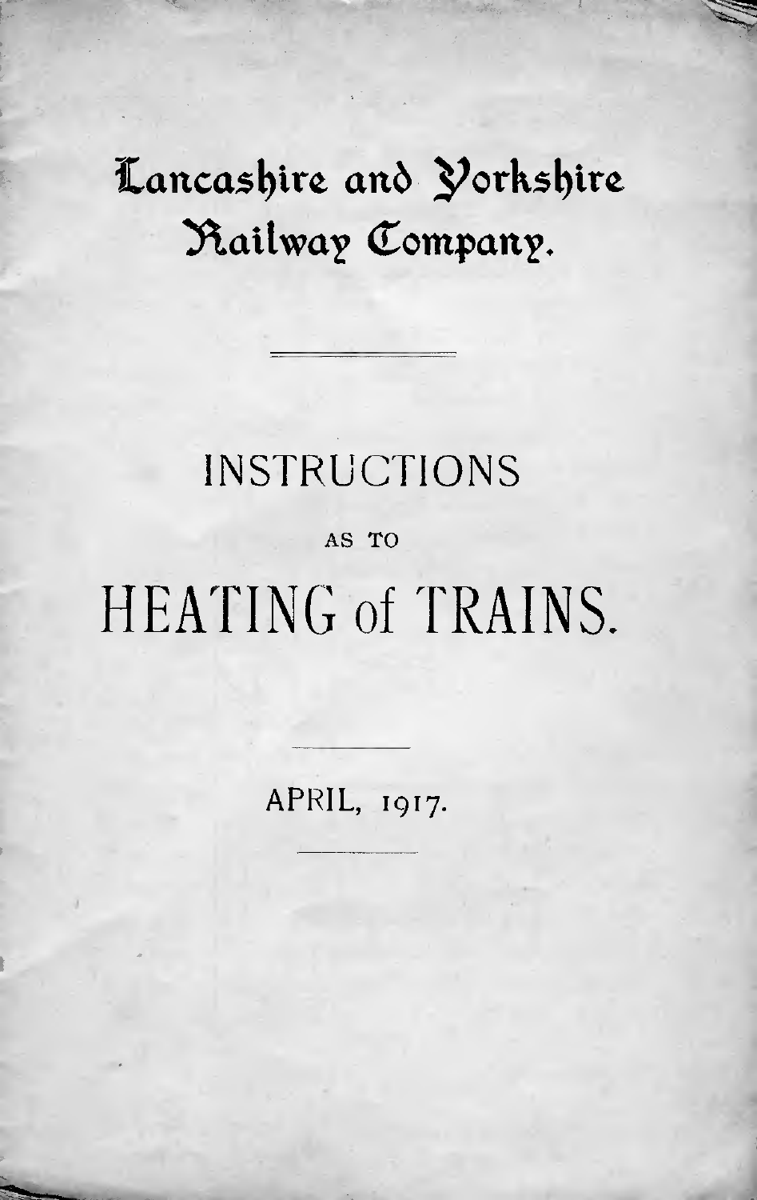# Lancashire and Yorkshire Railway Company.

---

## INSTRUCTIONS

AS TO

# HEATING of TRAINS.

---

APRIL, 1917.

---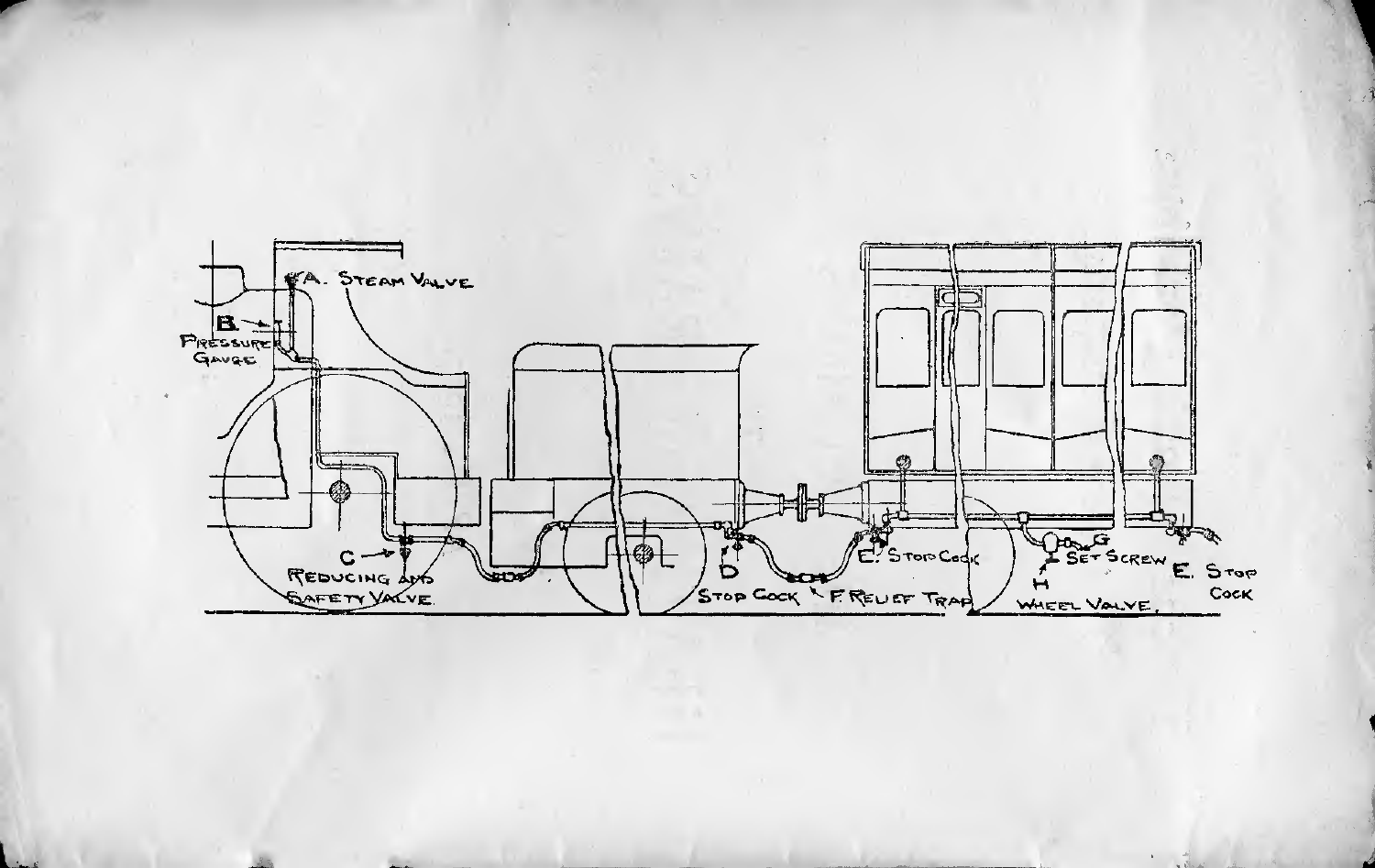A. Steam Valve

B. Pressure Gauge

C. Reducing and Safety Valve

D. Stop Cock

E. Stop Cock

F. Relief Trap

G. Set Screw

H. Wheel Valve.

E. Stop Cock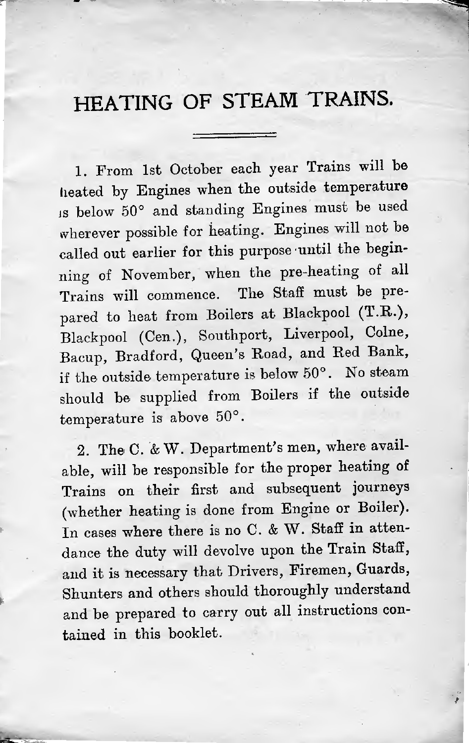# HEATING OF STEAM TRAINS.

1. From 1st October each year Trains will be heated by Engines when the outside temperature is below 50° and standing Engines must be used wherever possible for heating. Engines will not be called out earlier for this purpose until the beginning of November, when the pre-heating of all Trains will commence. The Staff must be prepared to heat from Boilers at Blackpool (T.R.), Blackpool (Cen.), Southport, Liverpool, Colne, Bacup, Bradford, Queen's Road, and Red Bank, if the outside temperature is below 50°. No steam should be supplied from Boilers if the outside temperature is above 50°.

2. The C. & W. Department's men, where available, will be responsible for the proper heating of Trains on their first and subsequent journeys (whether heating is done from Engine or Boiler). In cases where there is no C. & W. Staff in attendance the duty will devolve upon the Train Staff, and it is necessary that Drivers, Firemen, Guards, Shunters and others should thoroughly understand and be prepared to carry out all instructions contained in this booklet.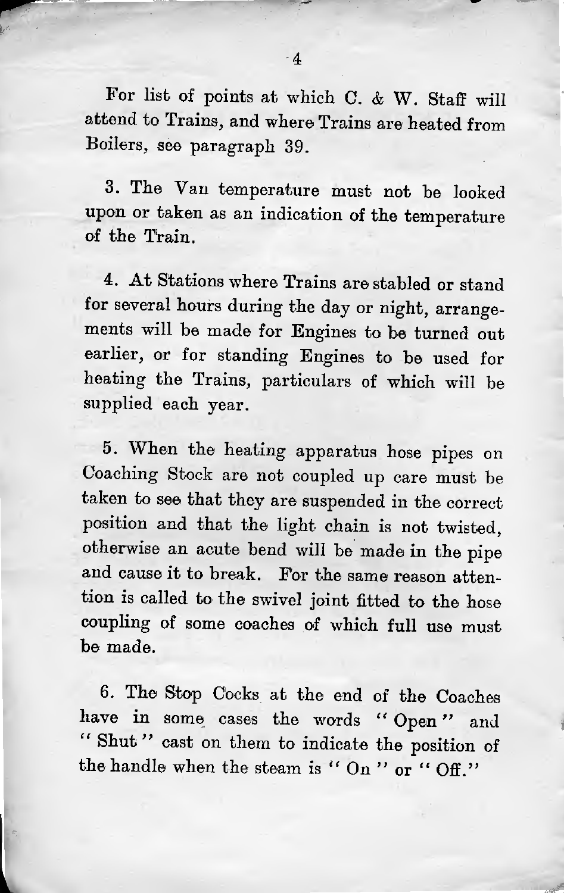For list of points at which C. & W. Staff will attend to Trains, and where Trains are heated from Boilers, see paragraph 39.

3. The Van temperature must not be looked upon or taken as an indication of the temperature of the Train.

4. At Stations where Trains are stabled or stand for several hours during the day or night, arrangements will be made for Engines to be turned out earlier, or for standing Engines to be used for heating the Trains, particulars of which will be supplied each year.

5. When the heating apparatus hose pipes on Coaching Stock are not coupled up care must be taken to see that they are suspended in the correct position and that the light chain is not twisted, otherwise an acute bend will be made in the pipe and cause it to break. For the same reason attention is called to the swivel joint fitted to the hose coupling of some coaches of which full use must be made.

6. The Stop Cocks at the end of the Coaches have in some cases the words "Open" and "Shut" cast on them to indicate the position of the handle when the steam is "On" or "Off."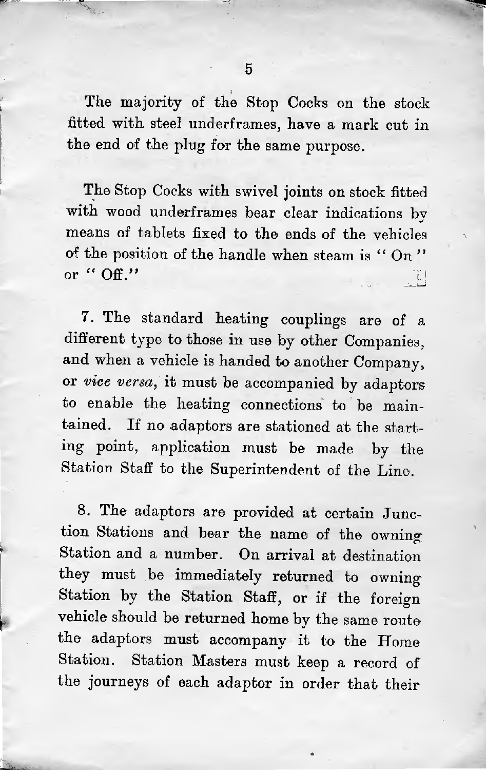The majority of the Stop Cocks on the stock fitted with steel underframes, have a mark cut in the end of the plug for the same purpose.

The Stop Cocks with swivel joints on stock fitted with wood underframes bear clear indications by means of tablets fixed to the ends of the vehicles of the position of the handle when steam is "On" or "Off."

7. The standard heating couplings are of a different type to those in use by other Companies, and when a vehicle is handed to another Company, or *vice versa*, it must be accompanied by adaptors to enable the heating connections to be maintained. If no adaptors are stationed at the starting point, application must be made by the Station Staff to the Superintendent of the Line.

8. The adaptors are provided at certain Junction Stations and bear the name of the owning Station and a number. On arrival at destination they must be immediately returned to owning Station by the Station Staff, or if the foreign vehicle should be returned home by the same route the adaptors must accompany it to the Home Station. Station Masters must keep a record of the journeys of each adaptor in order that their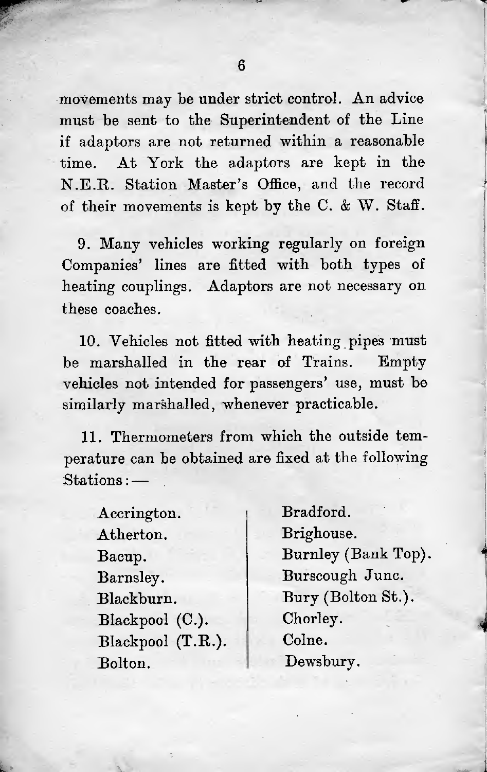movements may be under strict control. An advice must be sent to the Superintendent of the Line if adaptors are not returned within a reasonable time. At York the adaptors are kept in the N.E.R. Station Master's Office, and the record of their movements is kept by the C. & W. Staff.

9. Many vehicles working regularly on foreign Companies' lines are fitted with both types of heating couplings. Adaptors are not necessary on these coaches.

10. Vehicles not fitted with heating pipes must be marshalled in the rear of Trains. Empty vehicles not intended for passengers' use, must be similarly marshalled, whenever practicable.

11. Thermometers from which the outside temperature can be obtained are fixed at the following Stations:—

Accrington.
Atherton.
Bacup.
Barnsley.
Blackburn.
Blackpool (C.).
Blackpool (T.R.).
Bolton.
Bradford.
Brighouse.
Burnley (Bank Top).
Burscough Junc.
Bury (Bolton St.).
Chorley.
Colne.
Dewsbury.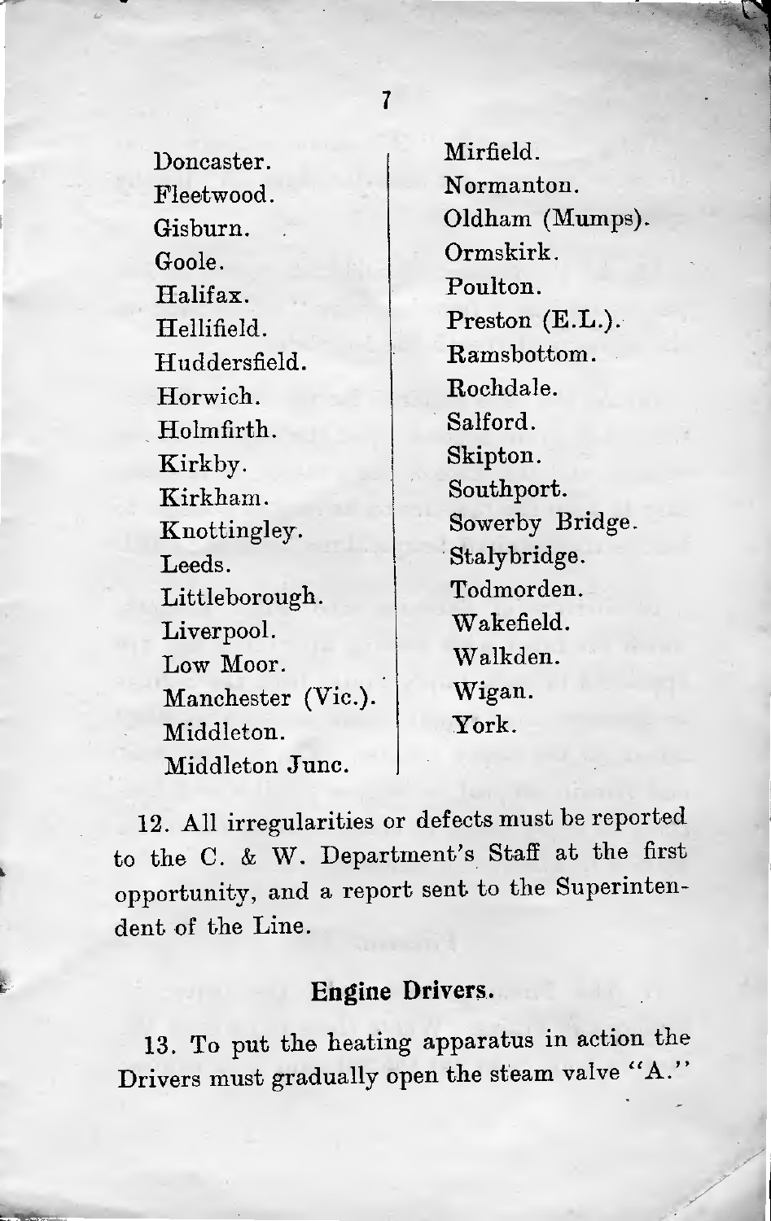Doncaster.
Fleetwood.
Gisburn.
Goole.
Halifax.
Hellifield.
Huddersfield.
Horwich.
Holmfirth.
Kirkby.
Kirkham.
Knottingley.
Leeds.
Littleborough.
Liverpool.
Low Moor.
Manchester (Vic.).
Middleton.
Middleton Junc.
Mirfield.
Normanton.
Oldham (Mumps).
Ormskirk.
Poulton.
Preston (E.L.).
Ramsbottom.
Rochdale.
Salford.
Skipton.
Southport.
Sowerby Bridge.
Stalybridge.
Todmorden.
Wakefield.
Walkden.
Wigan.
York.

12. All irregularities or defects must be reported to the C. & W. Department's Staff at the first opportunity, and a report sent to the Superintendent of the Line.

## Engine Drivers.

13. To put the heating apparatus in action the Drivers must gradually open the steam valve "A."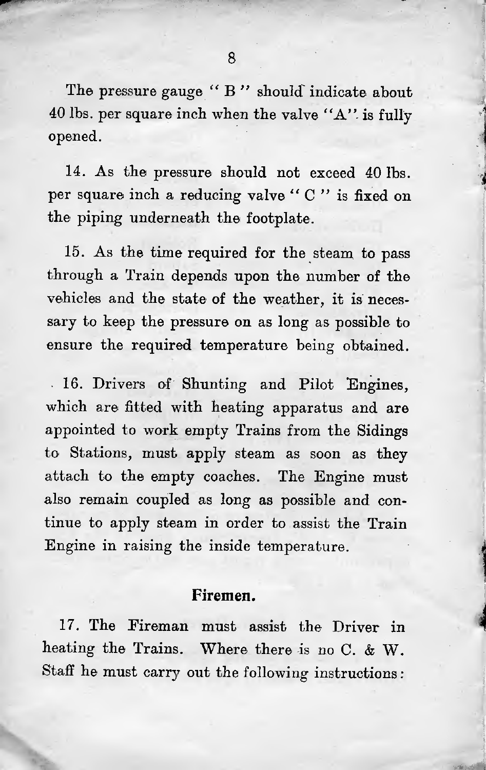The pressure gauge "B" should indicate about 40 lbs. per square inch when the valve "A" is fully opened.

14. As the pressure should not exceed 40 lbs. per square inch a reducing valve "C" is fixed on the piping underneath the footplate.

15. As the time required for the steam to pass through a Train depends upon the number of the vehicles and the state of the weather, it is necessary to keep the pressure on as long as possible to ensure the required temperature being obtained.

16. Drivers of Shunting and Pilot Engines, which are fitted with heating apparatus and are appointed to work empty Trains from the Sidings to Stations, must apply steam as soon as they attach to the empty coaches. The Engine must also remain coupled as long as possible and continue to apply steam in order to assist the Train Engine in raising the inside temperature.

## Firemen.

17. The Fireman must assist the Driver in heating the Trains. Where there is no C. & W. Staff he must carry out the following instructions: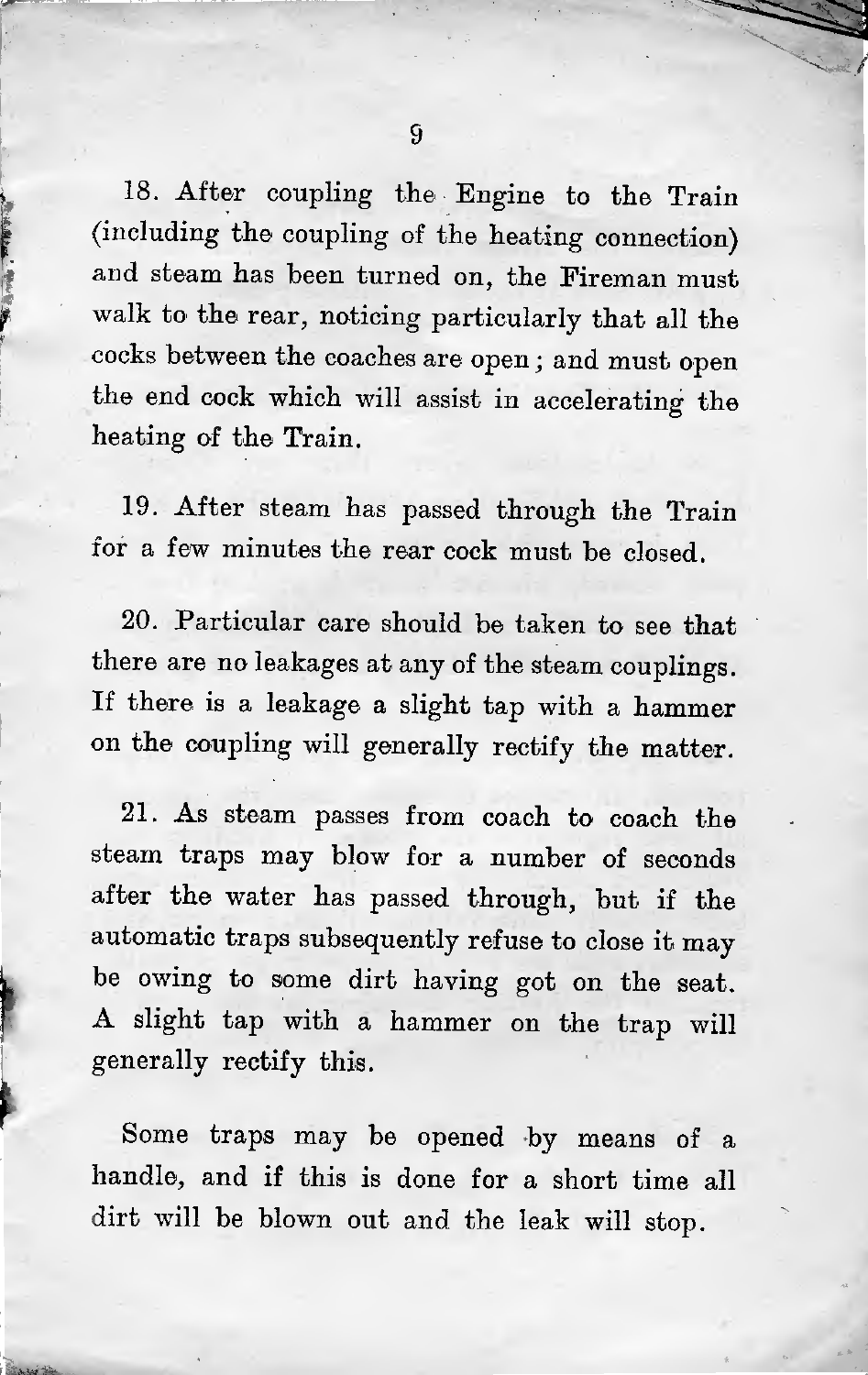18. After coupling the Engine to the Train (including the coupling of the heating connection) and steam has been turned on, the Fireman must walk to the rear, noticing particularly that all the cocks between the coaches are open; and must open the end cock which will assist in accelerating the heating of the Train.

19. After steam has passed through the Train for a few minutes the rear cock must be closed.

20. Particular care should be taken to see that there are no leakages at any of the steam couplings. If there is a leakage a slight tap with a hammer on the coupling will generally rectify the matter.

21. As steam passes from coach to coach the steam traps may blow for a number of seconds after the water has passed through, but if the automatic traps subsequently refuse to close it may be owing to some dirt having got on the seat. A slight tap with a hammer on the trap will generally rectify this.

Some traps may be opened by means of a handle, and if this is done for a short time all dirt will be blown out and the leak will stop.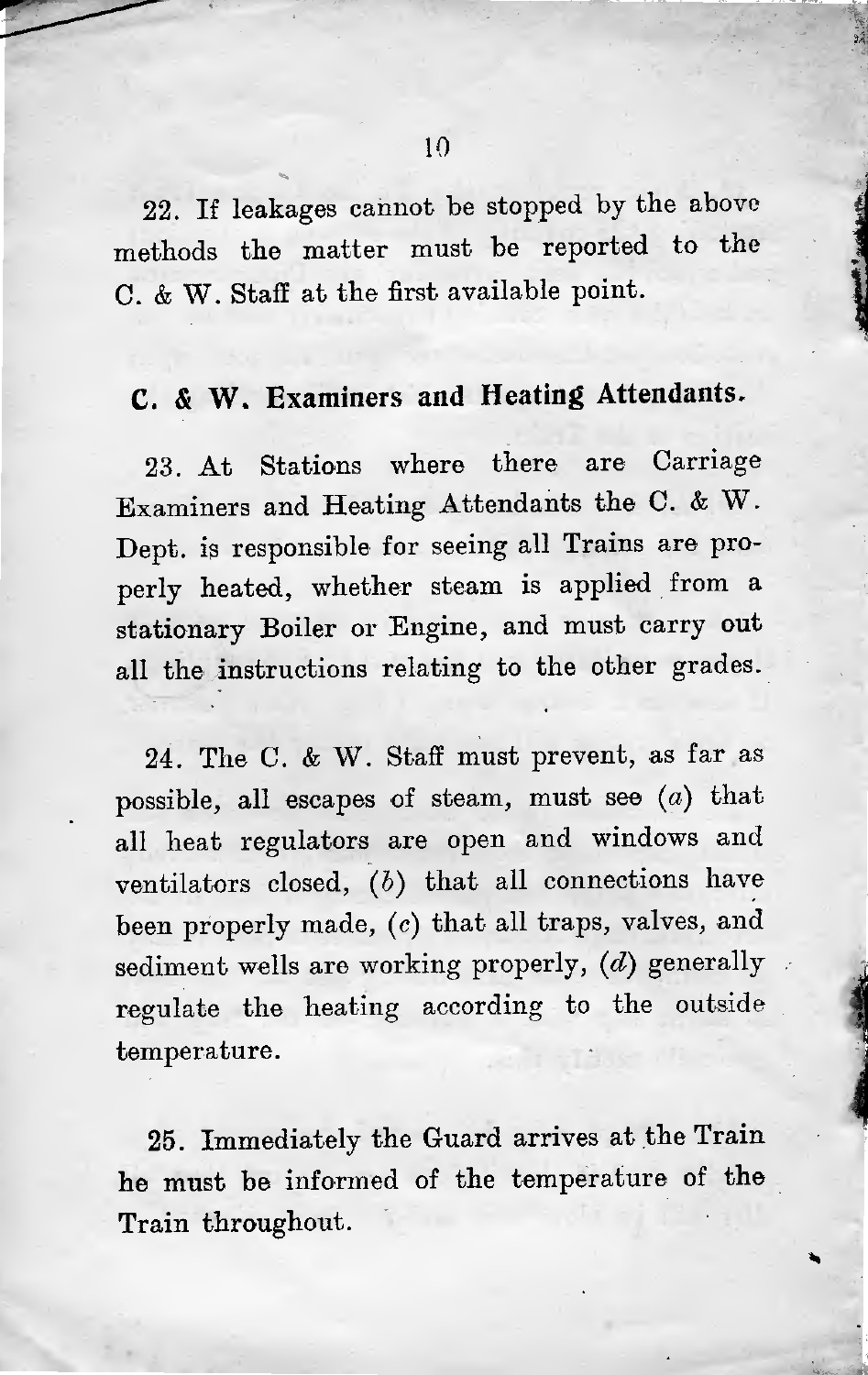22. If leakages cannot be stopped by the above methods the matter must be reported to the C. & W. Staff at the first available point.

## C. & W. Examiners and Heating Attendants.

23. At Stations where there are Carriage Examiners and Heating Attendants the C. & W. Dept. is responsible for seeing all Trains are properly heated, whether steam is applied from a stationary Boiler or Engine, and must carry out all the instructions relating to the other grades.

24. The C. & W. Staff must prevent, as far as possible, all escapes of steam, must see (*a*) that all heat regulators are open and windows and ventilators closed, (*b*) that all connections have been properly made, (*c*) that all traps, valves, and sediment wells are working properly, (*d*) generally regulate the heating according to the outside temperature.

25. Immediately the Guard arrives at the Train he must be informed of the temperature of the Train throughout.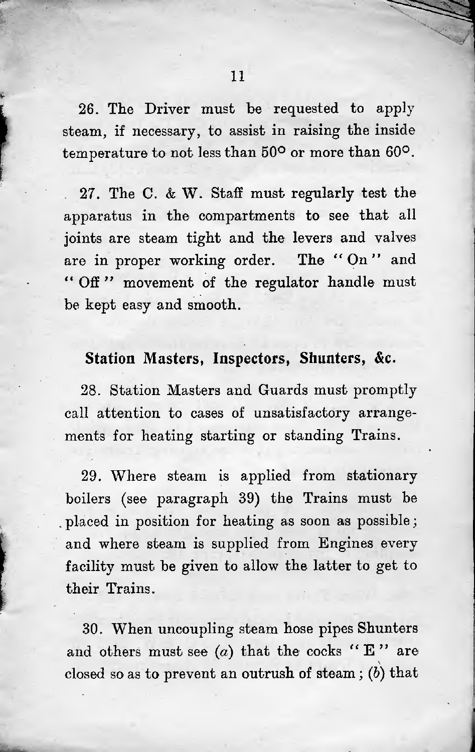26. The Driver must be requested to apply steam, if necessary, to assist in raising the inside temperature to not less than 50° or more than 60°.

27. The C. & W. Staff must regularly test the apparatus in the compartments to see that all joints are steam tight and the levers and valves are in proper working order. The "On" and "Off" movement of the regulator handle must be kept easy and smooth.

### Station Masters, Inspectors, Shunters, &c.

28. Station Masters and Guards must promptly call attention to cases of unsatisfactory arrangements for heating starting or standing Trains.

29. Where steam is applied from stationary boilers (see paragraph 39) the Trains must be placed in position for heating as soon as possible; and where steam is supplied from Engines every facility must be given to allow the latter to get to their Trains.

30. When uncoupling steam hose pipes Shunters and others must see (*a*) that the cocks "E" are closed so as to prevent an outrush of steam; (*b*) that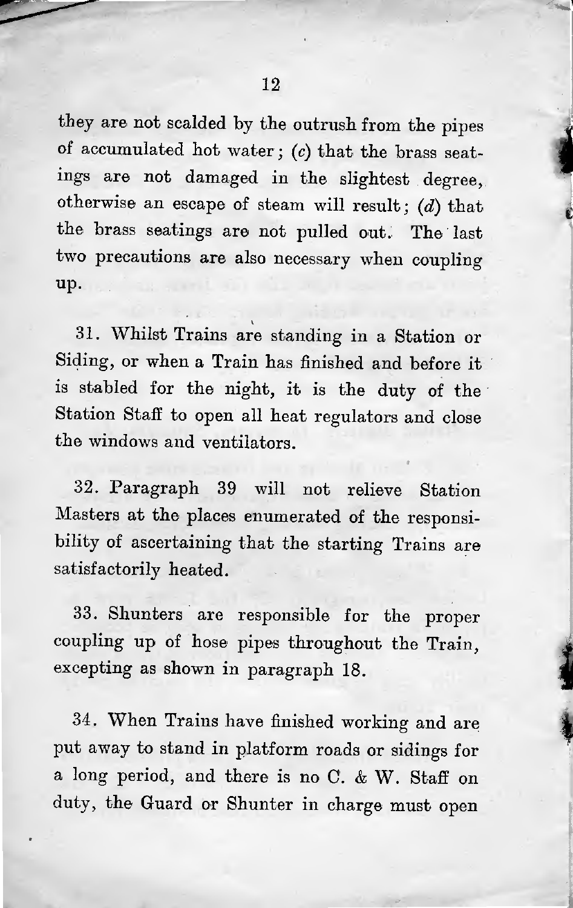they are not scalded by the outrush from the pipes of accumulated hot water; (*c*) that the brass seatings are not damaged in the slightest degree, otherwise an escape of steam will result; (*d*) that the brass seatings are not pulled out. The last two precautions are also necessary when coupling up.

31. Whilst Trains are standing in a Station or Siding, or when a Train has finished and before it is stabled for the night, it is the duty of the Station Staff to open all heat regulators and close the windows and ventilators.

32. Paragraph 39 will not relieve Station Masters at the places enumerated of the responsibility of ascertaining that the starting Trains are satisfactorily heated.

33. Shunters are responsible for the proper coupling up of hose pipes throughout the Train, excepting as shown in paragraph 18.

34. When Trains have finished working and are put away to stand in platform roads or sidings for a long period, and there is no C. & W. Staff on duty, the Guard or Shunter in charge must open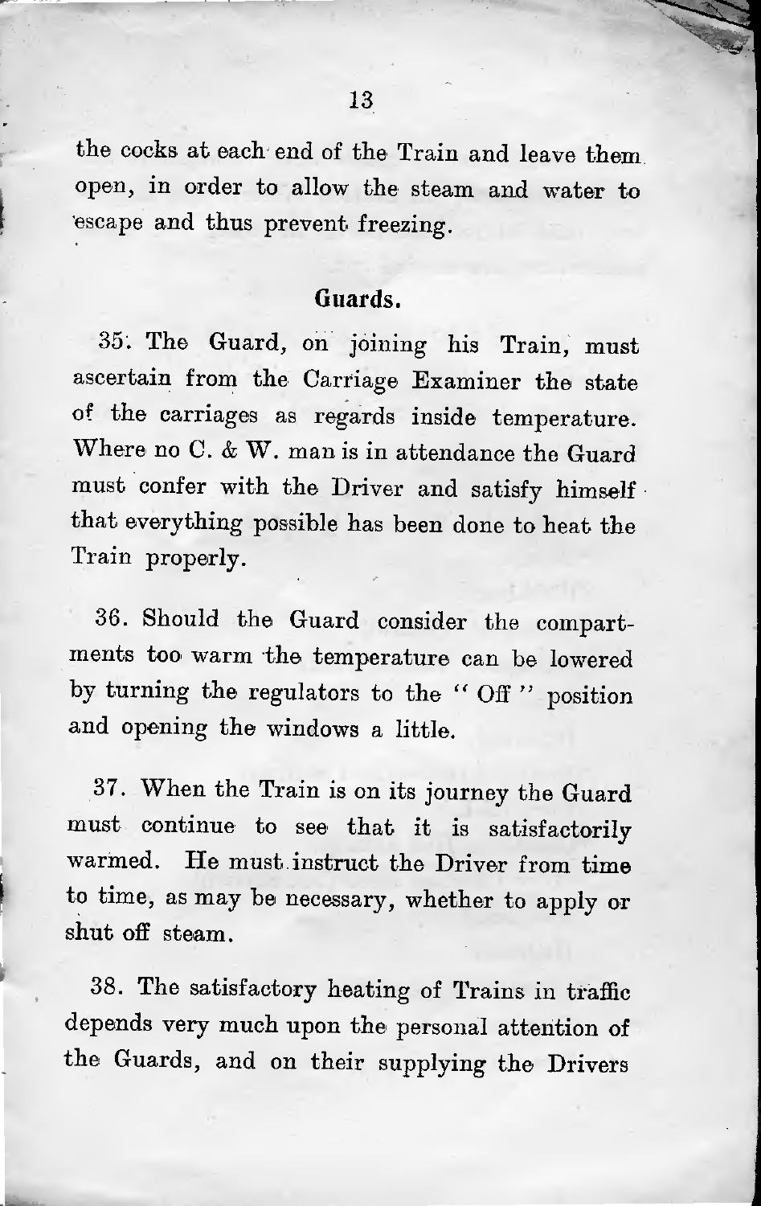the cocks at each end of the Train and leave them open, in order to allow the steam and water to escape and thus prevent freezing.

## Guards.

35. The Guard, on joining his Train, must ascertain from the Carriage Examiner the state of the carriages as regards inside temperature. Where no C. & W. man is in attendance the Guard must confer with the Driver and satisfy himself that everything possible has been done to heat the Train properly.

36. Should the Guard consider the compartments too warm the temperature can be lowered by turning the regulators to the "Off" position and opening the windows a little.

37. When the Train is on its journey the Guard must continue to see that it is satisfactorily warmed. He must instruct the Driver from time to time, as may be necessary, whether to apply or shut off steam.

38. The satisfactory heating of Trains in traffic depends very much upon the personal attention of the Guards, and on their supplying the Drivers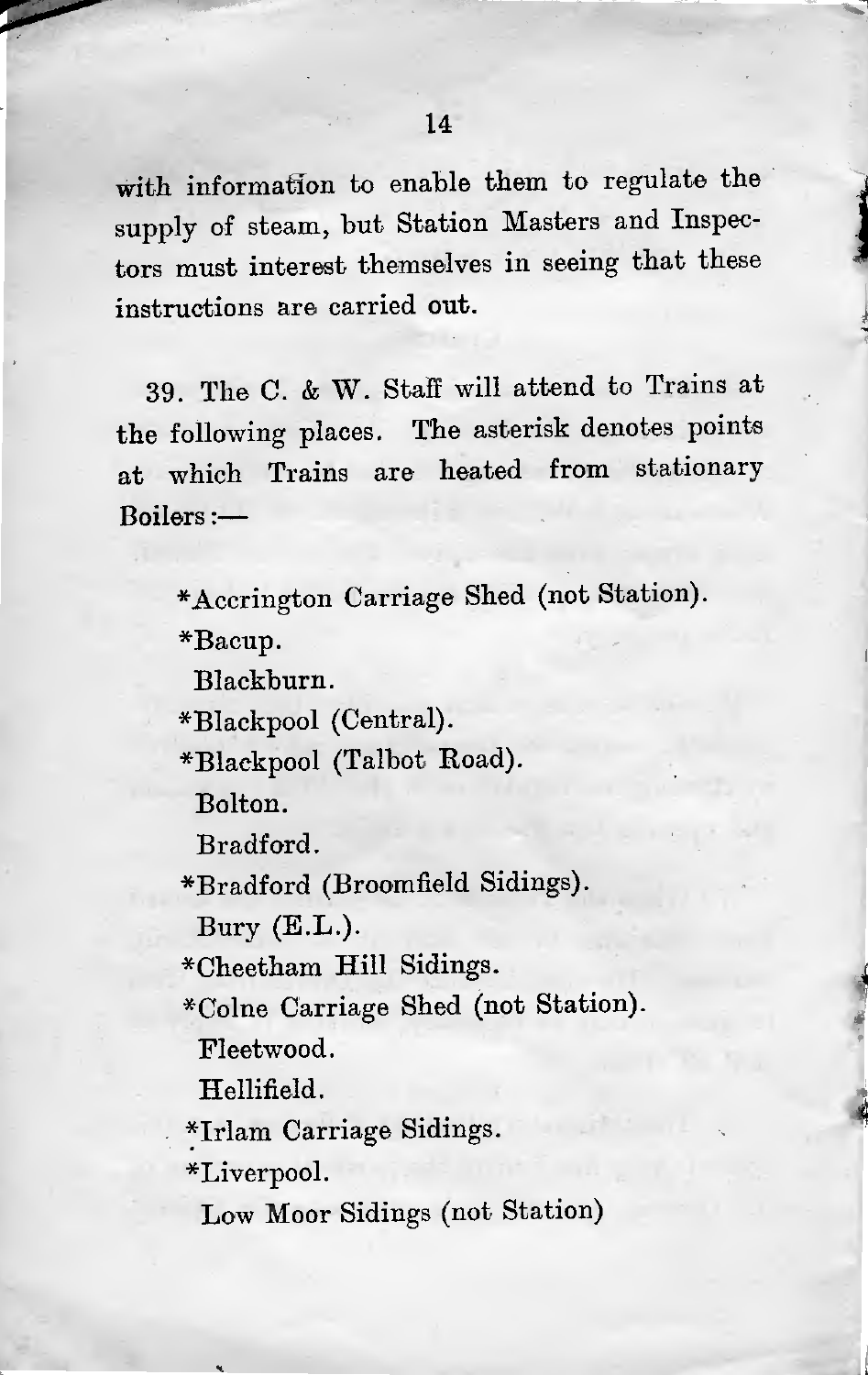with information to enable them to regulate the supply of steam, but Station Masters and Inspectors must interest themselves in seeing that these instructions are carried out.

39. The C. & W. Staff will attend to Trains at the following places. The asterisk denotes points at which Trains are heated from stationary Boilers:—

*Accrington Carriage Shed (not Station).
*Bacup.
Blackburn.
*Blackpool (Central).
*Blackpool (Talbot Road).
Bolton.
Bradford.
*Bradford (Broomfield Sidings).
Bury (E.L.).
*Cheetham Hill Sidings.
*Colne Carriage Shed (not Station).
Fleetwood.
Hellifield.
*Irlam Carriage Sidings.
*Liverpool.
Low Moor Sidings (not Station)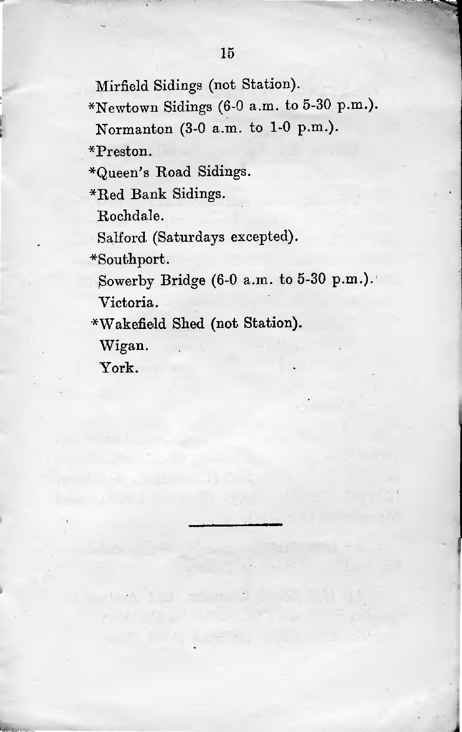Mirfield Sidings (not Station).

*Newtown Sidings (6-0 a.m. to 5-30 p.m.).

Normanton (3-0 a.m. to 1-0 p.m.).

*Preston.

*Queen's Road Sidings.

*Red Bank Sidings.

Rochdale.

Salford (Saturdays excepted).

*Southport.

Sowerby Bridge (6-0 a.m. to 5-30 p.m.).

Victoria.

*Wakefield Shed (not Station).

Wigan.

York.

---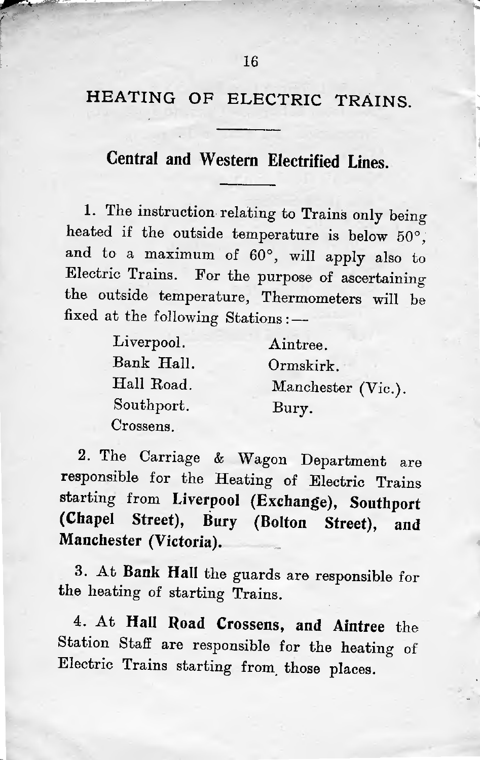# HEATING OF ELECTRIC TRAINS.

## Central and Western Electrified Lines.

1. The instruction relating to Trains only being heated if the outside temperature is below 50°, and to a maximum of 60°, will apply also to Electric Trains. For the purpose of ascertaining the outside temperature, Thermometers will be fixed at the following Stations:—

| | |
|---|---|
| Liverpool. | Aintree. |
| Bank Hall. | Ormskirk. |
| Hall Road. | Manchester (Vic.). |
| Southport. | Bury. |
| Crossens. | |

2. The Carriage & Wagon Department are responsible for the Heating of Electric Trains starting from **Liverpool (Exchange), Southport (Chapel Street), Bury (Bolton Street), and Manchester (Victoria).**

3. At **Bank Hall** the guards are responsible for the heating of starting Trains.

4. At **Hall Road Crossens, and Aintree** the Station Staff are responsible for the heating of Electric Trains starting from those places.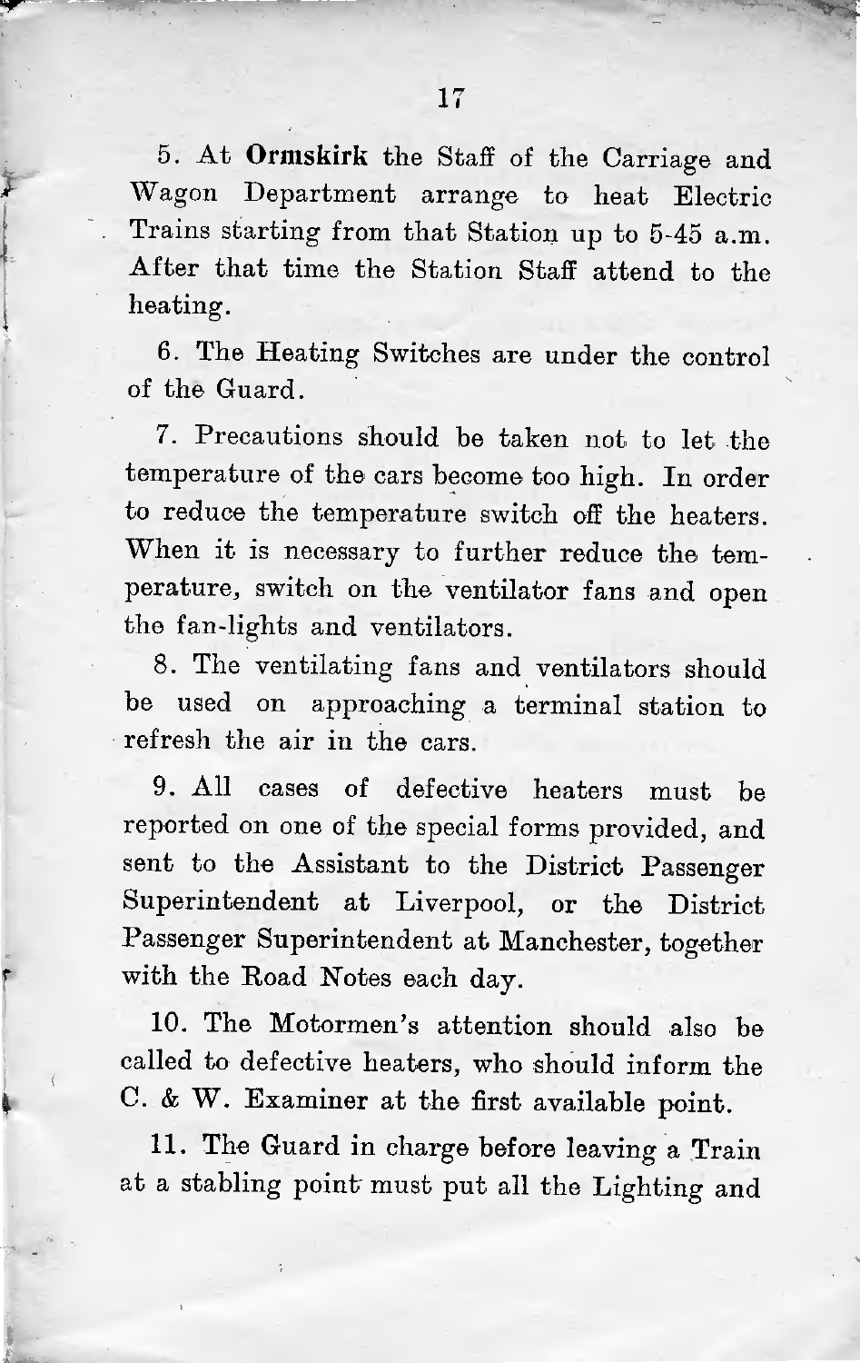5. At **Ormskirk** the Staff of the Carriage and Wagon Department arrange to heat Electric Trains starting from that Station up to 5-45 a.m. After that time the Station Staff attend to the heating.

6. The Heating Switches are under the control of the Guard.

7. Precautions should be taken not to let the temperature of the cars become too high. In order to reduce the temperature switch off the heaters. When it is necessary to further reduce the temperature, switch on the ventilator fans and open the fan-lights and ventilators.

8. The ventilating fans and ventilators should be used on approaching a terminal station to refresh the air in the cars.

9. All cases of defective heaters must be reported on one of the special forms provided, and sent to the Assistant to the District Passenger Superintendent at Liverpool, or the District Passenger Superintendent at Manchester, together with the Road Notes each day.

10. The Motormen's attention should also be called to defective heaters, who should inform the C. & W. Examiner at the first available point.

11. The Guard in charge before leaving a Train at a stabling point must put all the Lighting and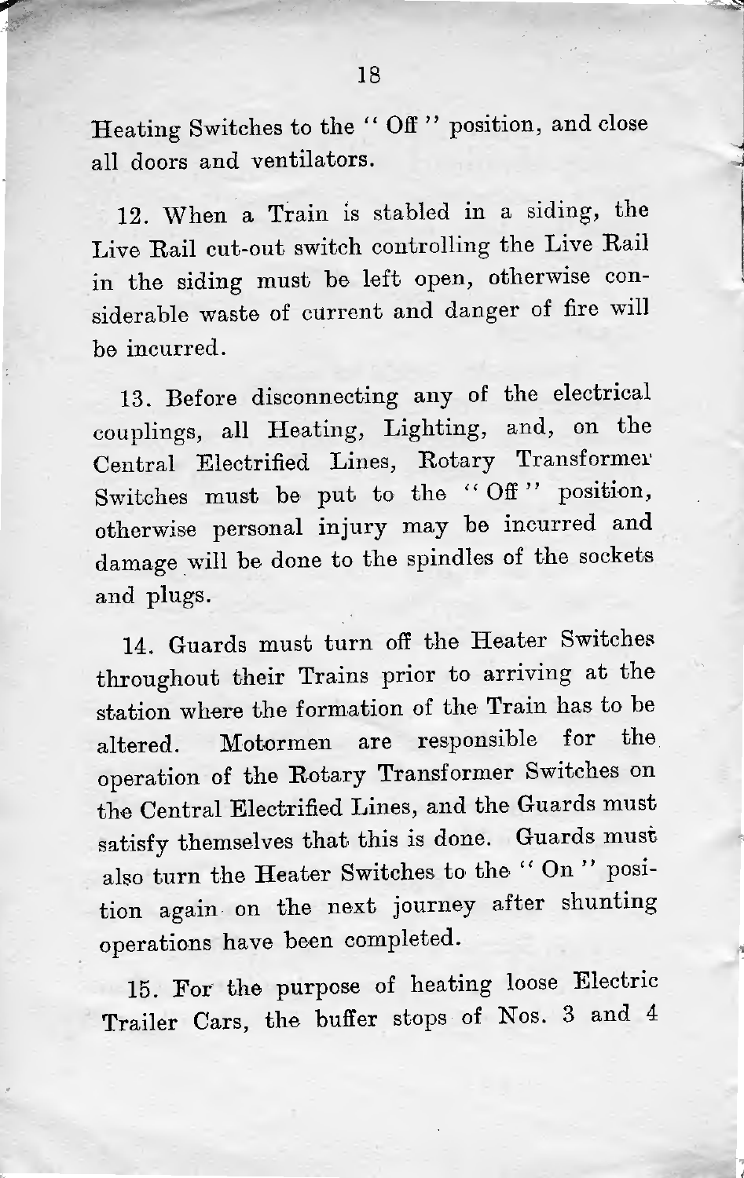Heating Switches to the " Off " position, and close all doors and ventilators.

12. When a Train is stabled in a siding, the Live Rail cut-out switch controlling the Live Rail in the siding must be left open, otherwise considerable waste of current and danger of fire will be incurred.

13. Before disconnecting any of the electrical couplings, all Heating, Lighting, and, on the Central Electrified Lines, Rotary Transformer Switches must be put to the " Off " position, otherwise personal injury may be incurred and damage will be done to the spindles of the sockets and plugs.

14. Guards must turn off the Heater Switches throughout their Trains prior to arriving at the station where the formation of the Train has to be altered. Motormen are responsible for the operation of the Rotary Transformer Switches on the Central Electrified Lines, and the Guards must satisfy themselves that this is done. Guards must also turn the Heater Switches to the " On " position again on the next journey after shunting operations have been completed.

15. For the purpose of heating loose Electric Trailer Cars, the buffer stops of Nos. 3 and 4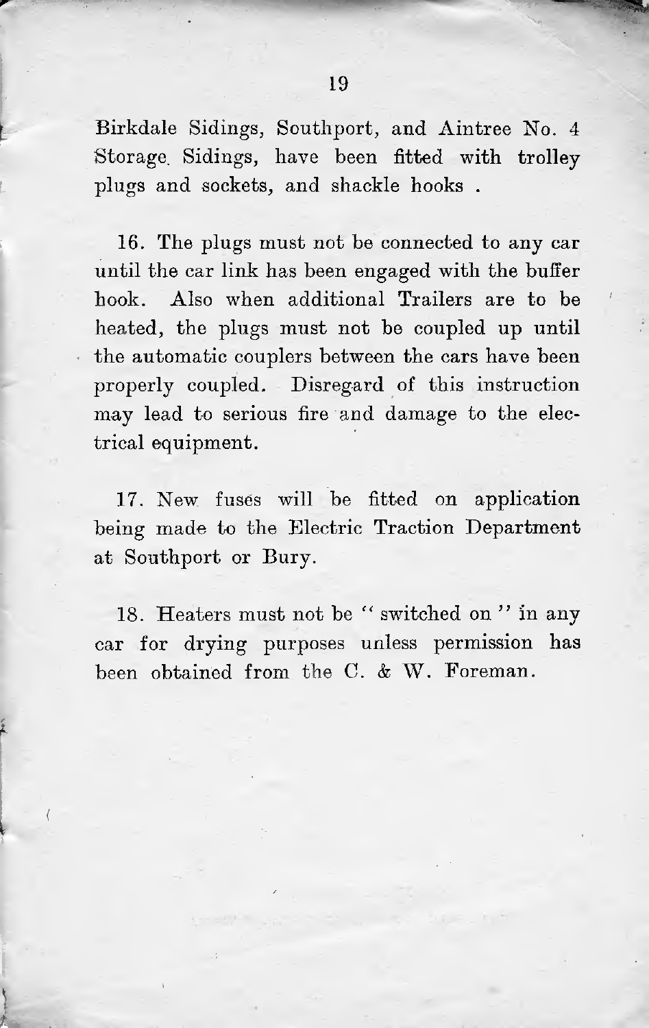Birkdale Sidings, Southport, and Aintree No. 4 Storage Sidings, have been fitted with trolley plugs and sockets, and shackle hooks .

16. The plugs must not be connected to any car until the car link has been engaged with the buffer hook. Also when additional Trailers are to be heated, the plugs must not be coupled up until the automatic couplers between the cars have been properly coupled. Disregard of this instruction may lead to serious fire and damage to the electrical equipment.

17. New fuses will be fitted on application being made to the Electric Traction Department at Southport or Bury.

18. Heaters must not be " switched on " in any car for drying purposes unless permission has been obtained from the C. & W. Foreman.